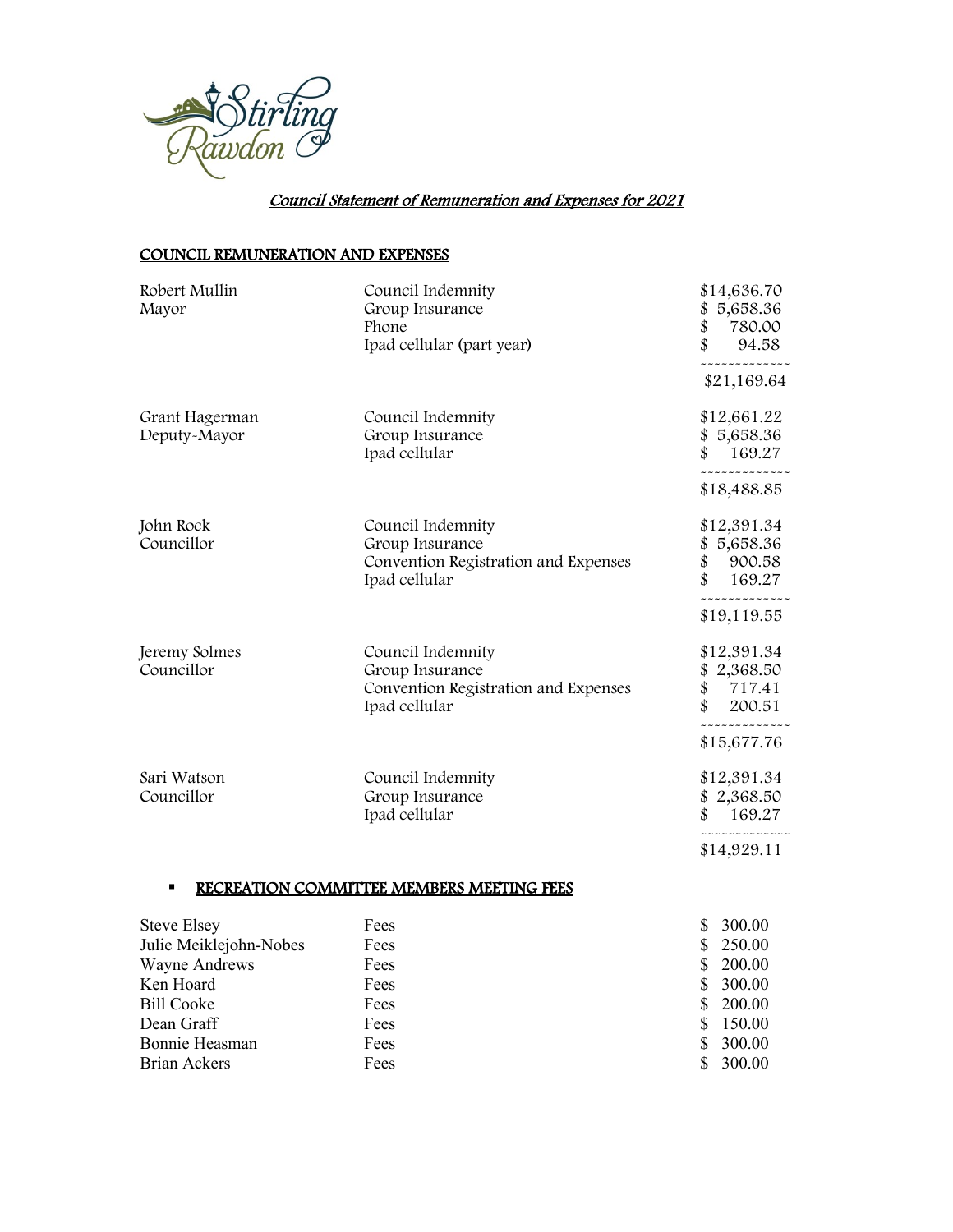# *Council Statement of Remuneration and Expenses for 2021*

## COUNCIL REMUNERATION AND EXPENSES

| Name | Item | Amount |
|---|---|---|
| Robert Mullin<br>Mayor | Council Indemnity | $14,636.70 |
| | Group Insurance | $ 5,658.36 |
| | Phone | $ 780.00 |
| | Ipad cellular (part year) | $ 94.58 |
| | | $21,169.64 |
| Grant Hagerman<br>Deputy-Mayor | Council Indemnity | $12,661.22 |
| | Group Insurance | $ 5,658.36 |
| | Ipad cellular | $ 169.27 |
| | | $18,488.85 |
| John Rock<br>Councillor | Council Indemnity | $12,391.34 |
| | Group Insurance | $ 5,658.36 |
| | Convention Registration and Expenses | $ 900.58 |
| | Ipad cellular | $ 169.27 |
| | | $19,119.55 |
| Jeremy Solmes<br>Councillor | Council Indemnity | $12,391.34 |
| | Group Insurance | $ 2,368.50 |
| | Convention Registration and Expenses | $ 717.41 |
| | Ipad cellular | $ 200.51 |
| | | $15,677.76 |
| Sari Watson<br>Councillor | Council Indemnity | $12,391.34 |
| | Group Insurance | $ 2,368.50 |
| | Ipad cellular | $ 169.27 |
| | | $14,929.11 |

- **RECREATION COMMITTEE MEMBERS MEETING FEES**

| Name | Item | Amount |
|---|---|---|
| Steve Elsey | Fees | $ 300.00 |
| Julie Meiklejohn-Nobes | Fees | $ 250.00 |
| Wayne Andrews | Fees | $ 200.00 |
| Ken Hoard | Fees | $ 300.00 |
| Bill Cooke | Fees | $ 200.00 |
| Dean Graff | Fees | $ 150.00 |
| Bonnie Heasman | Fees | $ 300.00 |
| Brian Ackers | Fees | $ 300.00 |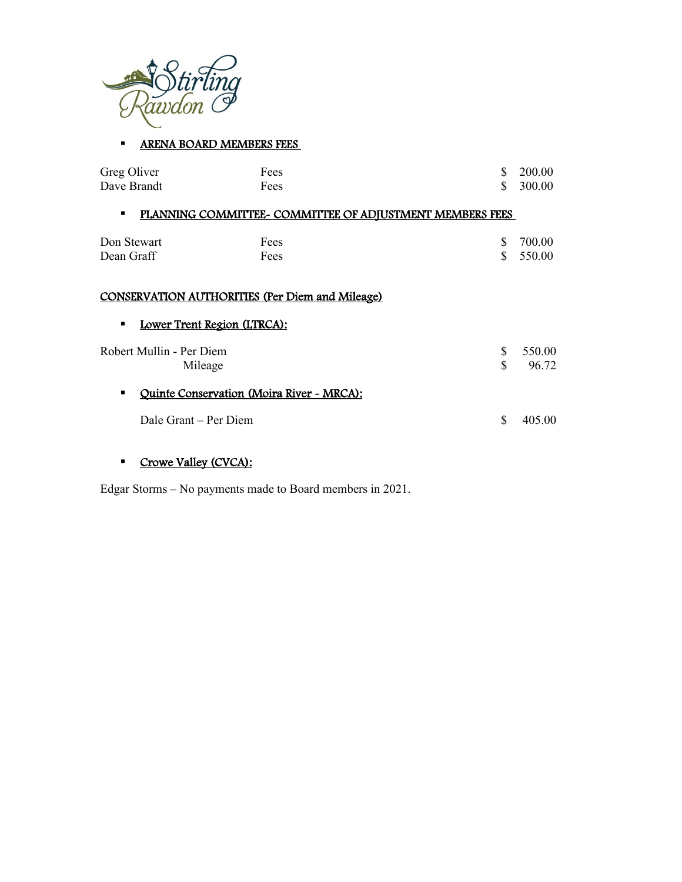- **ARENA BOARD MEMBERS FEES**

| | | | |
|---|---|---|---|
| Greg Oliver | Fees | $ | 200.00 |
| Dave Brandt | Fees | $ | 300.00 |

- **PLANNING COMMITTEE- COMMITTEE OF ADJUSTMENT MEMBERS FEES**

| | | | |
|---|---|---|---|
| Don Stewart | Fees | $ | 700.00 |
| Dean Graff | Fees | $ | 550.00 |

## CONSERVATION AUTHORITIES (Per Diem and Mileage)

- **Lower Trent Region (LTRCA):**

| | | |
|---|---|---|
| Robert Mullin - Per Diem | $ | 550.00 |
| Mileage | $ | 96.72 |

- **Quinte Conservation (Moira River - MRCA):**

| | | |
|---|---|---|
| Dale Grant – Per Diem | $ | 405.00 |

- **Crowe Valley (CVCA):**

Edgar Storms – No payments made to Board members in 2021.